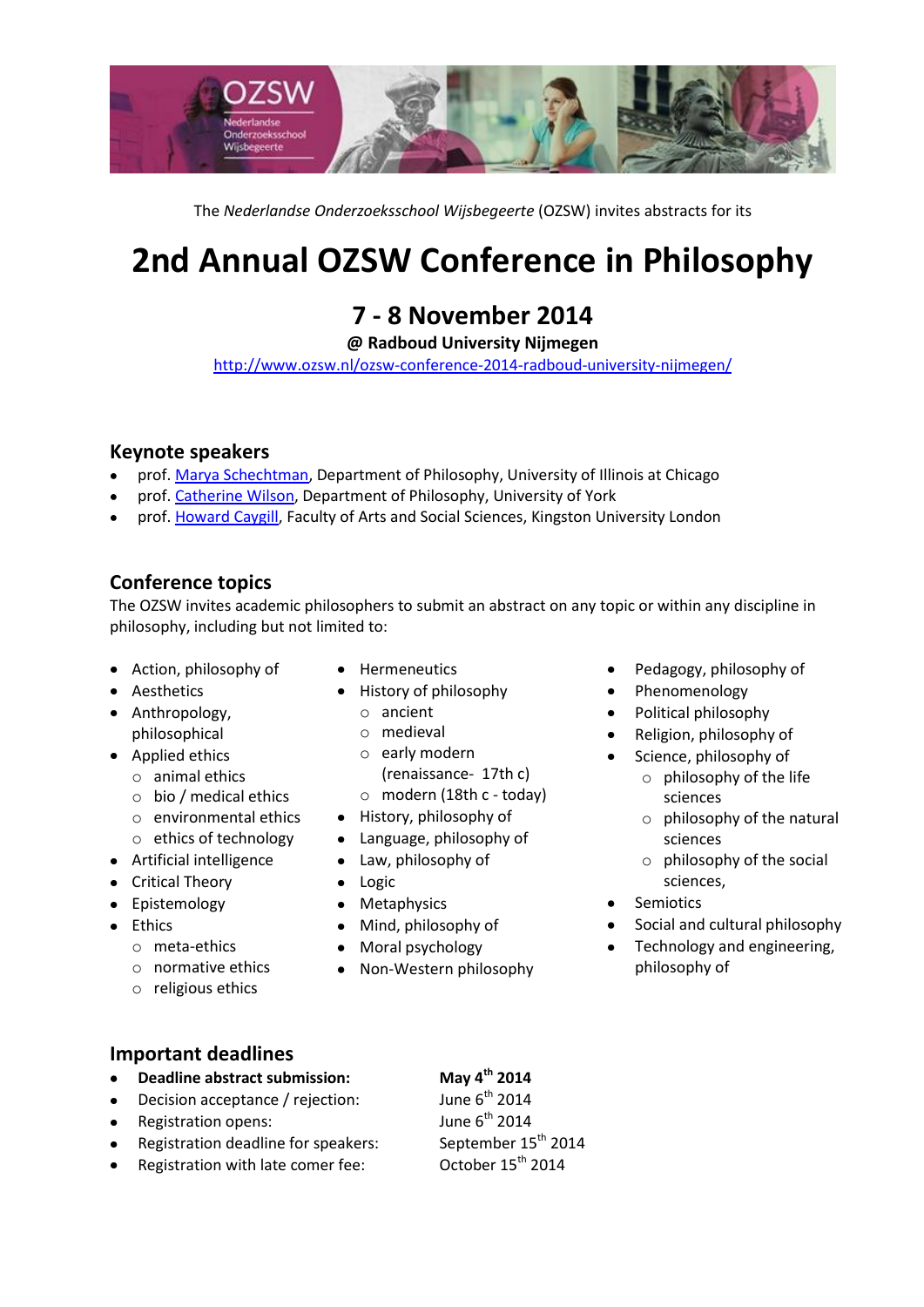The *Nederlandse Onderzoeksschool Wijsbegeerte* (OZSW) invites abstracts for its

# 2nd Annual OZSW Conference in Philosophy

## 7 - 8 November 2014

**@ Radboud University Nijmegen**

http://www.ozsw.nl/ozsw-conference-2014-radboud-university-nijmegen/

## Keynote speakers

- prof. Marya Schechtman, Department of Philosophy, University of Illinois at Chicago
- prof. Catherine Wilson, Department of Philosophy, University of York
- prof. Howard Caygill, Faculty of Arts and Social Sciences, Kingston University London

## Conference topics

The OZSW invites academic philosophers to submit an abstract on any topic or within any discipline in philosophy, including but not limited to:

- Action, philosophy of
- Aesthetics
- Anthropology, philosophical
- Applied ethics
  - animal ethics
  - bio / medical ethics
  - environmental ethics
  - ethics of technology
- Artificial intelligence
- Critical Theory
- Epistemology
- Ethics
  - meta-ethics
  - normative ethics
  - religious ethics
- Hermeneutics
- History of philosophy
  - ancient
  - medieval
  - early modern (renaissance- 17th c)
  - modern (18th c - today)
- History, philosophy of
- Language, philosophy of
- Law, philosophy of
- Logic
- Metaphysics
- Mind, philosophy of
- Moral psychology
- Non-Western philosophy
- Pedagogy, philosophy of
- Phenomenology
- Political philosophy
- Religion, philosophy of
- Science, philosophy of
  - philosophy of the life sciences
  - philosophy of the natural sciences
  - philosophy of the social sciences,
- Semiotics
- Social and cultural philosophy
- Technology and engineering, philosophy of

## Important deadlines

- **Deadline abstract submission:** **May 4th 2014**
- Decision acceptance / rejection: June 6th 2014
- Registration opens: June 6th 2014
- Registration deadline for speakers: September 15th 2014
- Registration with late comer fee: October 15th 2014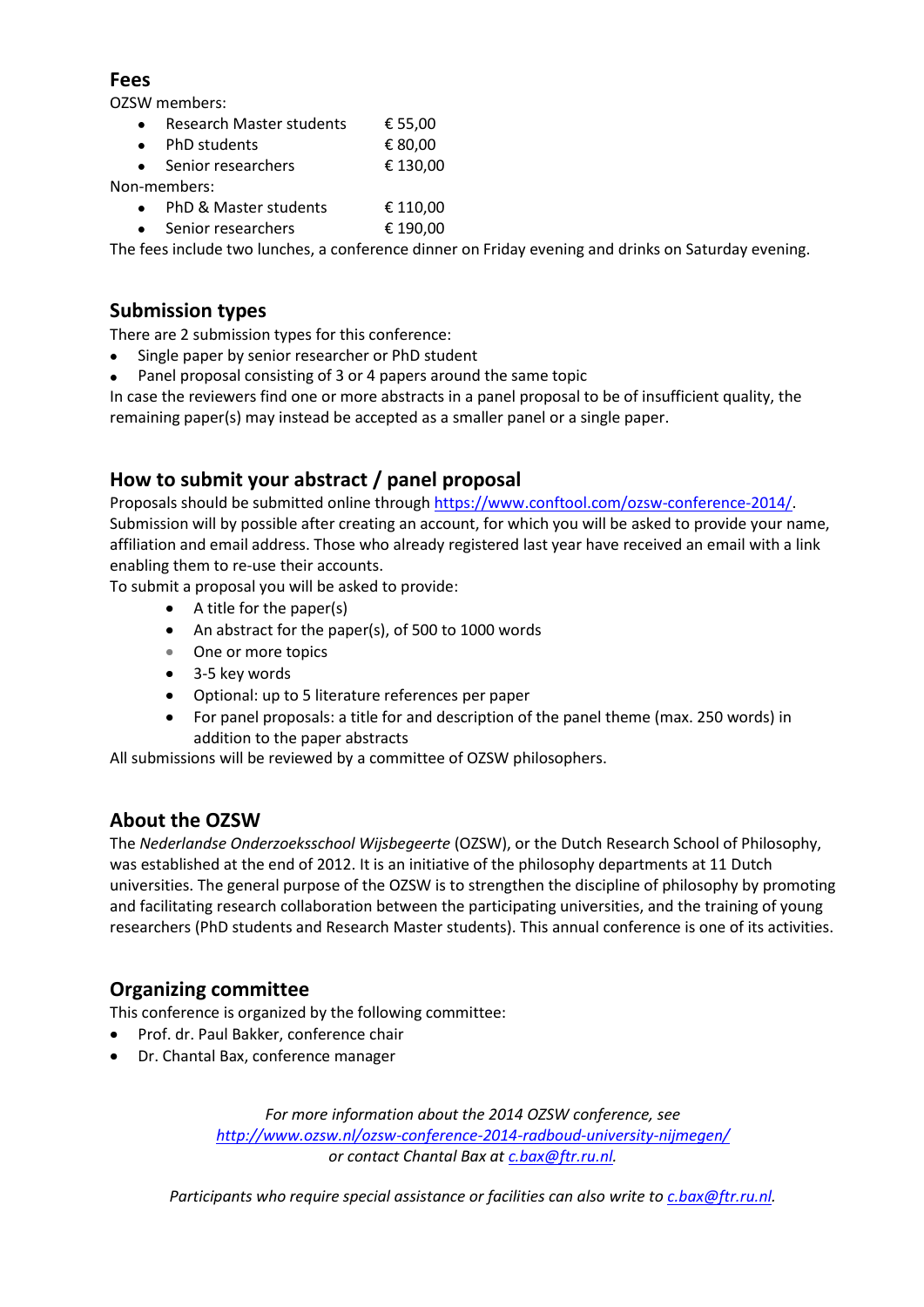## Fees

OZSW members:

- Research Master students € 55,00
- PhD students € 80,00
- Senior researchers € 130,00

Non-members:

- PhD & Master students € 110,00
- Senior researchers € 190,00

The fees include two lunches, a conference dinner on Friday evening and drinks on Saturday evening.

## Submission types

There are 2 submission types for this conference:

- Single paper by senior researcher or PhD student
- Panel proposal consisting of 3 or 4 papers around the same topic

In case the reviewers find one or more abstracts in a panel proposal to be of insufficient quality, the remaining paper(s) may instead be accepted as a smaller panel or a single paper.

## How to submit your abstract / panel proposal

Proposals should be submitted online through https://www.conftool.com/ozsw-conference-2014/. Submission will by possible after creating an account, for which you will be asked to provide your name, affiliation and email address. Those who already registered last year have received an email with a link enabling them to re-use their accounts.

To submit a proposal you will be asked to provide:

- A title for the paper(s)
- An abstract for the paper(s), of 500 to 1000 words
- One or more topics
- 3-5 key words
- Optional: up to 5 literature references per paper
- For panel proposals: a title for and description of the panel theme (max. 250 words) in addition to the paper abstracts

All submissions will be reviewed by a committee of OZSW philosophers.

## About the OZSW

The *Nederlandse Onderzoeksschool Wijsbegeerte* (OZSW), or the Dutch Research School of Philosophy, was established at the end of 2012. It is an initiative of the philosophy departments at 11 Dutch universities. The general purpose of the OZSW is to strengthen the discipline of philosophy by promoting and facilitating research collaboration between the participating universities, and the training of young researchers (PhD students and Research Master students). This annual conference is one of its activities.

## Organizing committee

This conference is organized by the following committee:

- Prof. dr. Paul Bakker, conference chair
- Dr. Chantal Bax, conference manager

*For more information about the 2014 OZSW conference, see http://www.ozsw.nl/ozsw-conference-2014-radboud-university-nijmegen/ or contact Chantal Bax at c.bax@ftr.ru.nl.*

*Participants who require special assistance or facilities can also write to c.bax@ftr.ru.nl.*